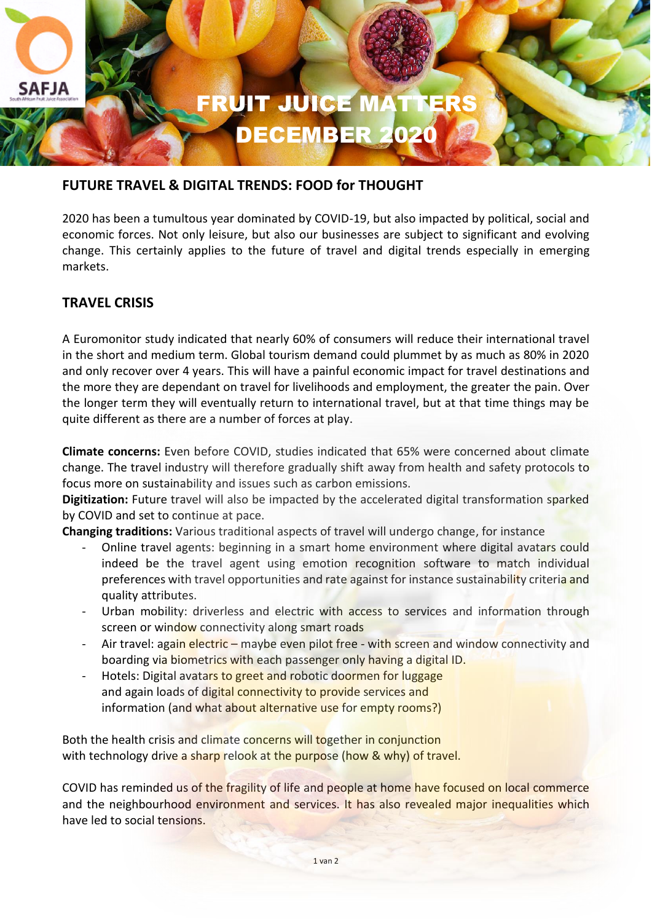# FRUIT JUICE MATTERS
# DECEMBER 2020

## FUTURE TRAVEL & DIGITAL TRENDS: FOOD for THOUGHT

2020 has been a tumultous year dominated by COVID-19, but also impacted by political, social and economic forces. Not only leisure, but also our businesses are subject to significant and evolving change. This certainly applies to the future of travel and digital trends especially in emerging markets.

## TRAVEL CRISIS

A Euromonitor study indicated that nearly 60% of consumers will reduce their international travel in the short and medium term. Global tourism demand could plummet by as much as 80% in 2020 and only recover over 4 years. This will have a painful economic impact for travel destinations and the more they are dependant on travel for livelihoods and employment, the greater the pain. Over the longer term they will eventually return to international travel, but at that time things may be quite different as there are a number of forces at play.

**Climate concerns:** Even before COVID, studies indicated that 65% were concerned about climate change. The travel industry will therefore gradually shift away from health and safety protocols to focus more on sustainability and issues such as carbon emissions.
**Digitization:** Future travel will also be impacted by the accelerated digital transformation sparked by COVID and set to continue at pace.
**Changing traditions:** Various traditional aspects of travel will undergo change, for instance

- Online travel agents: beginning in a smart home environment where digital avatars could indeed be the travel agent using emotion recognition software to match individual preferences with travel opportunities and rate against for instance sustainability criteria and quality attributes.
- Urban mobility: driverless and electric with access to services and information through screen or window connectivity along smart roads
- Air travel: again electric – maybe even pilot free - with screen and window connectivity and boarding via biometrics with each passenger only having a digital ID.
- Hotels: Digital avatars to greet and robotic doormen for luggage and again loads of digital connectivity to provide services and information (and what about alternative use for empty rooms?)

Both the health crisis and climate concerns will together in conjunction with technology drive a sharp relook at the purpose (how & why) of travel.

COVID has reminded us of the fragility of life and people at home have focused on local commerce and the neighbourhood environment and services. It has also revealed major inequalities which have led to social tensions.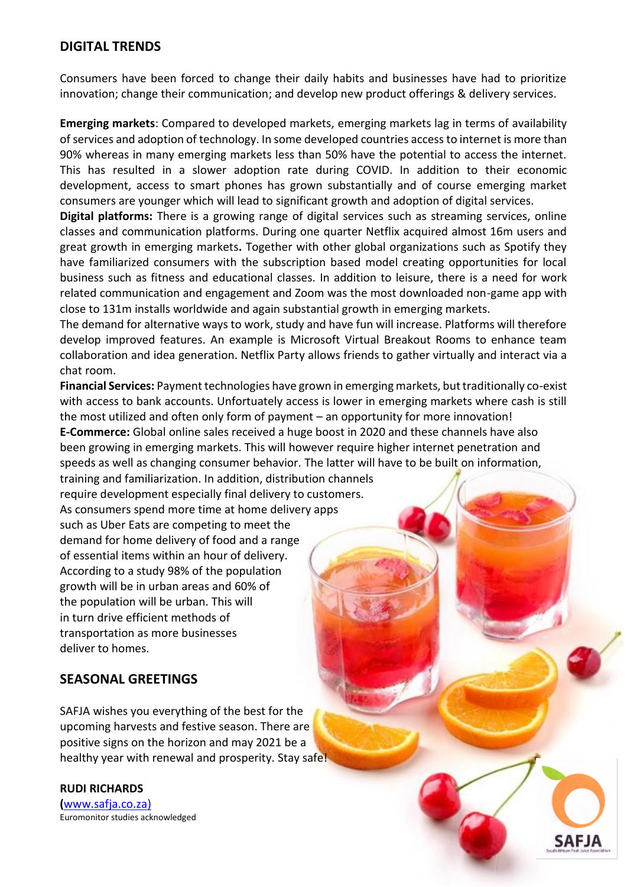## DIGITAL TRENDS

Consumers have been forced to change their daily habits and businesses have had to prioritize innovation; change their communication; and develop new product offerings & delivery services.

**Emerging markets**: Compared to developed markets, emerging markets lag in terms of availability of services and adoption of technology. In some developed countries access to internet is more than 90% whereas in many emerging markets less than 50% have the potential to access the internet. This has resulted in a slower adoption rate during COVID. In addition to their economic development, access to smart phones has grown substantially and of course emerging market consumers are younger which will lead to significant growth and adoption of digital services.

**Digital platforms:** There is a growing range of digital services such as streaming services, online classes and communication platforms. During one quarter Netflix acquired almost 16m users and great growth in emerging markets**.** Together with other global organizations such as Spotify they have familiarized consumers with the subscription based model creating opportunities for local business such as fitness and educational classes. In addition to leisure, there is a need for work related communication and engagement and Zoom was the most downloaded non-game app with close to 131m installs worldwide and again substantial growth in emerging markets.

The demand for alternative ways to work, study and have fun will increase. Platforms will therefore develop improved features. An example is Microsoft Virtual Breakout Rooms to enhance team collaboration and idea generation. Netflix Party allows friends to gather virtually and interact via a chat room.

**Financial Services:** Payment technologies have grown in emerging markets, but traditionally co-exist with access to bank accounts. Unfortuately access is lower in emerging markets where cash is still the most utilized and often only form of payment – an opportunity for more innovation!

**E-Commerce:** Global online sales received a huge boost in 2020 and these channels have also been growing in emerging markets. This will however require higher internet penetration and speeds as well as changing consumer behavior. The latter will have to be built on information, training and familiarization. In addition, distribution channels require development especially final delivery to customers. As consumers spend more time at home delivery apps such as Uber Eats are competing to meet the demand for home delivery of food and a range of essential items within an hour of delivery. According to a study 98% of the population growth will be in urban areas and 60% of the population will be urban. This will in turn drive efficient methods of transportation as more businesses deliver to homes.

## SEASONAL GREETINGS

SAFJA wishes you everything of the best for the upcoming harvests and festive season. There are positive signs on the horizon and may 2021 be a healthy year with renewal and prosperity. Stay safe!

**RUDI RICHARDS**
**(**www.safja.co.za)
Euromonitor studies acknowledged